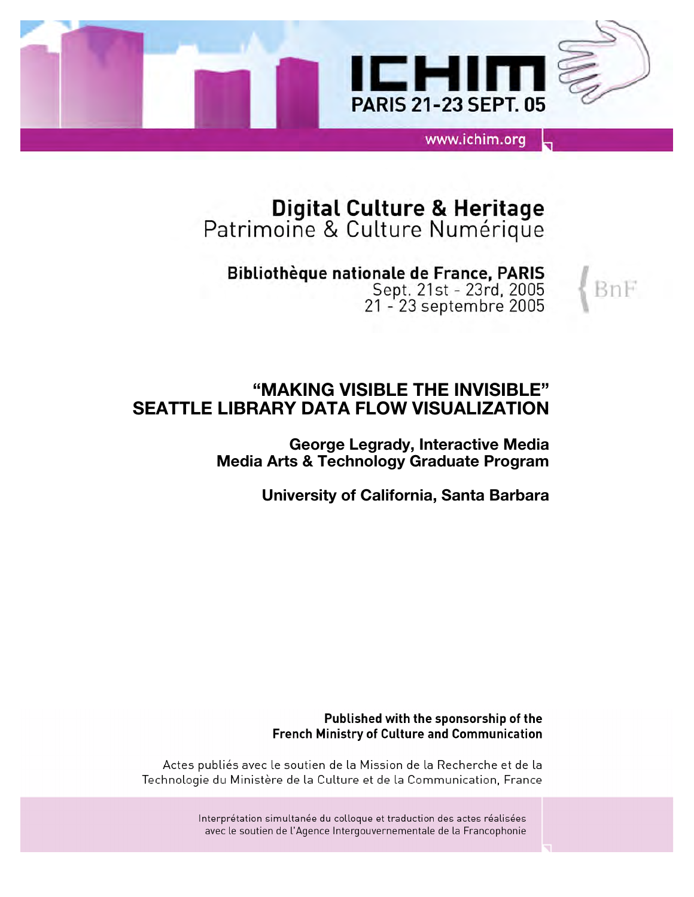ICHIM

PARIS 21-23 SEPT. 05

www.ichim.org

**Digital Culture & Heritage**
Patrimoine & Culture Numérique

**Bibliothèque nationale de France, PARIS**
Sept. 21st - 23rd, 2005
21 - 23 septembre 2005

BnF

# "MAKING VISIBLE THE INVISIBLE" SEATTLE LIBRARY DATA FLOW VISUALIZATION

**George Legrady, Interactive Media**
**Media Arts & Technology Graduate Program**

**University of California, Santa Barbara**

**Published with the sponsorship of the French Ministry of Culture and Communication**

Actes publiés avec le soutien de la Mission de la Recherche et de la Technologie du Ministère de la Culture et de la Communication, France

Interprétation simultanée du colloque et traduction des actes réalisées avec le soutien de l'Agence Intergouvernementale de la Francophonie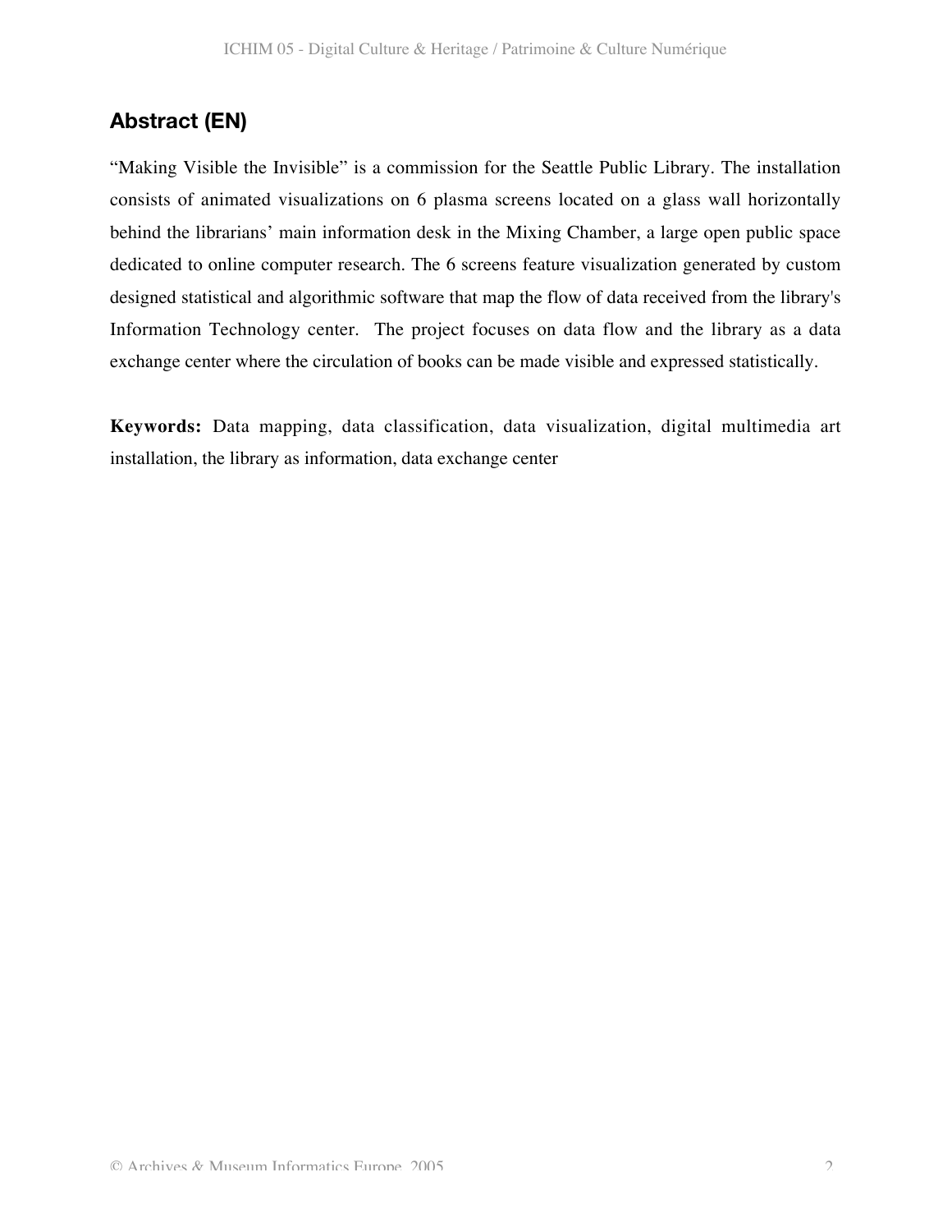## Abstract (EN)

“Making Visible the Invisible” is a commission for the Seattle Public Library. The installation consists of animated visualizations on 6 plasma screens located on a glass wall horizontally behind the librarians’ main information desk in the Mixing Chamber, a large open public space dedicated to online computer research. The 6 screens feature visualization generated by custom designed statistical and algorithmic software that map the flow of data received from the library's Information Technology center.  The project focuses on data flow and the library as a data exchange center where the circulation of books can be made visible and expressed statistically.

**Keywords:** Data mapping, data classification, data visualization, digital multimedia art installation, the library as information, data exchange center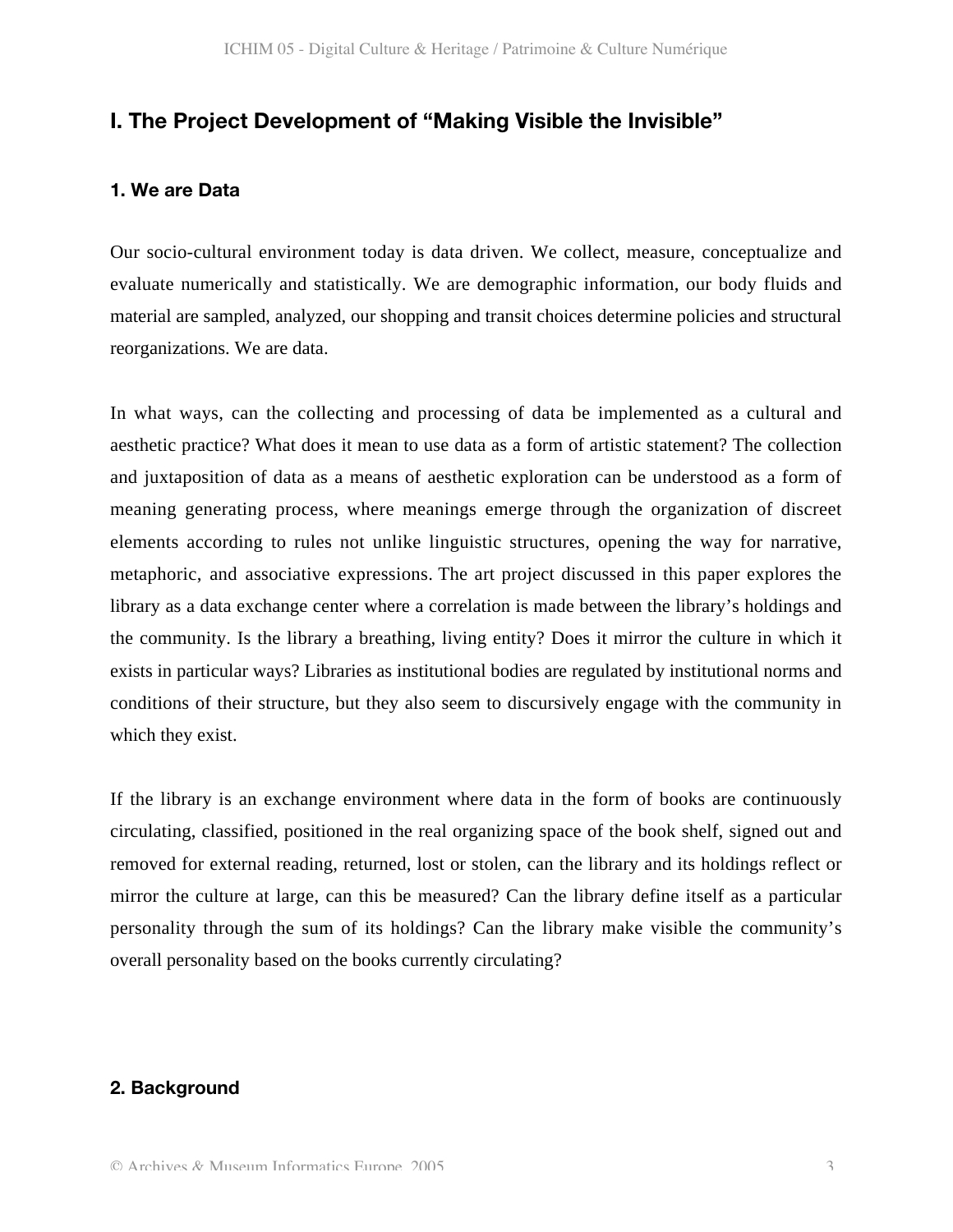## I. The Project Development of “Making Visible the Invisible”

### 1. We are Data

Our socio-cultural environment today is data driven. We collect, measure, conceptualize and evaluate numerically and statistically. We are demographic information, our body fluids and material are sampled, analyzed, our shopping and transit choices determine policies and structural reorganizations. We are data.

In what ways, can the collecting and processing of data be implemented as a cultural and aesthetic practice? What does it mean to use data as a form of artistic statement? The collection and juxtaposition of data as a means of aesthetic exploration can be understood as a form of meaning generating process, where meanings emerge through the organization of discreet elements according to rules not unlike linguistic structures, opening the way for narrative, metaphoric, and associative expressions. The art project discussed in this paper explores the library as a data exchange center where a correlation is made between the library’s holdings and the community. Is the library a breathing, living entity? Does it mirror the culture in which it exists in particular ways? Libraries as institutional bodies are regulated by institutional norms and conditions of their structure, but they also seem to discursively engage with the community in which they exist.

If the library is an exchange environment where data in the form of books are continuously circulating, classified, positioned in the real organizing space of the book shelf, signed out and removed for external reading, returned, lost or stolen, can the library and its holdings reflect or mirror the culture at large, can this be measured? Can the library define itself as a particular personality through the sum of its holdings? Can the library make visible the community’s overall personality based on the books currently circulating?

### 2. Background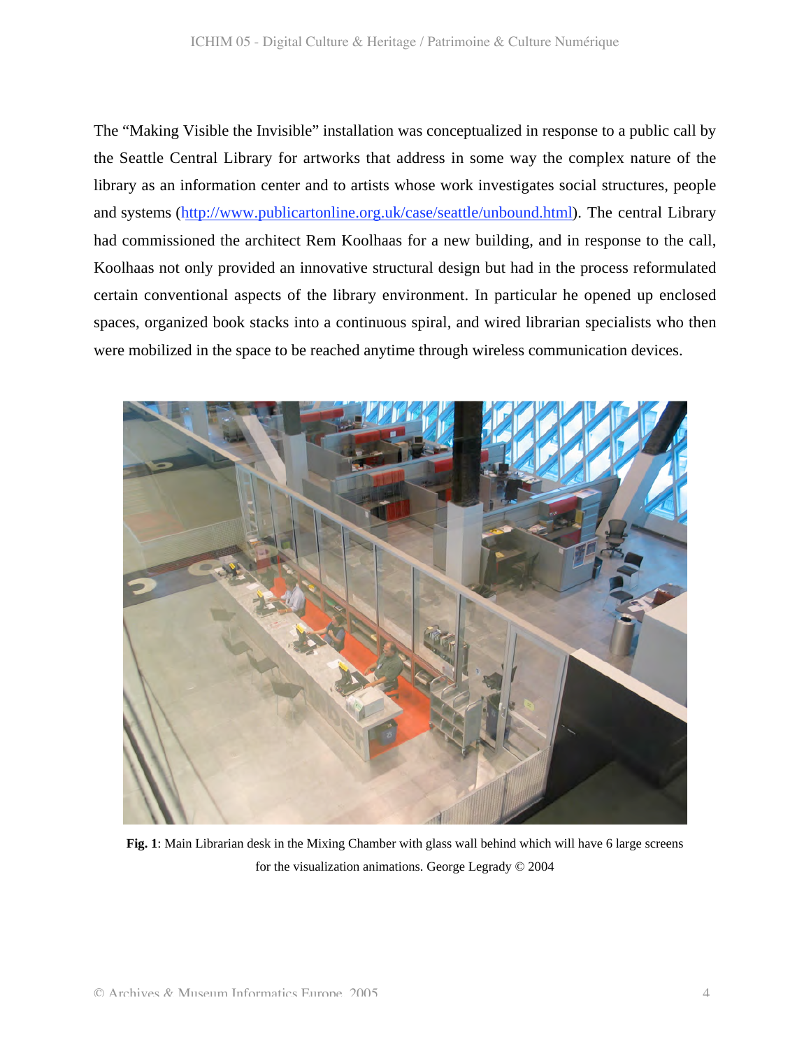The “Making Visible the Invisible” installation was conceptualized in response to a public call by the Seattle Central Library for artworks that address in some way the complex nature of the library as an information center and to artists whose work investigates social structures, people and systems (http://www.publicartonline.org.uk/case/seattle/unbound.html). The central Library had commissioned the architect Rem Koolhaas for a new building, and in response to the call, Koolhaas not only provided an innovative structural design but had in the process reformulated certain conventional aspects of the library environment. In particular he opened up enclosed spaces, organized book stacks into a continuous spiral, and wired librarian specialists who then were mobilized in the space to be reached anytime through wireless communication devices.

**Fig. 1**: Main Librarian desk in the Mixing Chamber with glass wall behind which will have 6 large screens for the visualization animations. George Legrady © 2004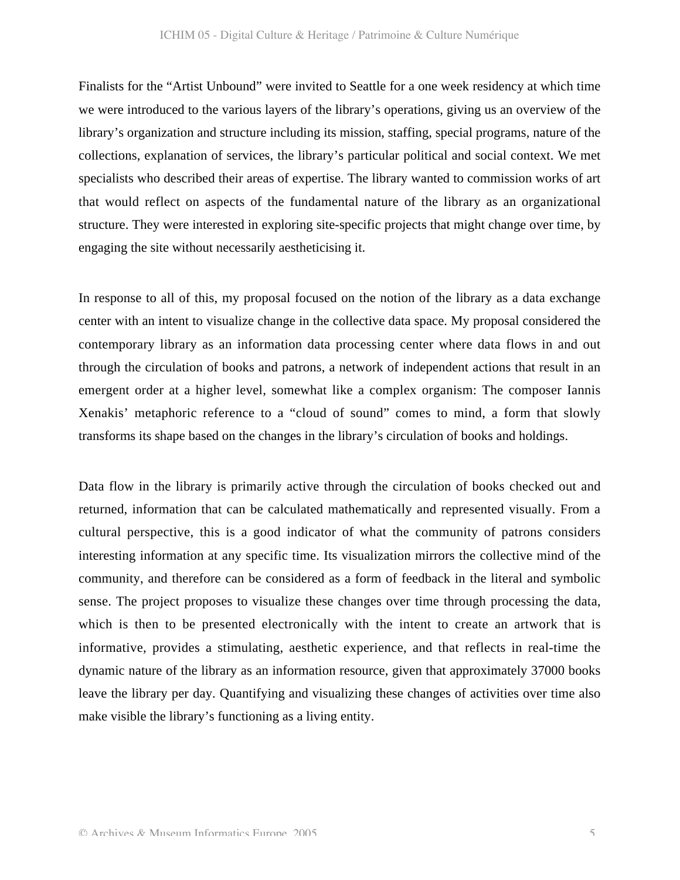Finalists for the “Artist Unbound” were invited to Seattle for a one week residency at which time we were introduced to the various layers of the library’s operations, giving us an overview of the library’s organization and structure including its mission, staffing, special programs, nature of the collections, explanation of services, the library’s particular political and social context. We met specialists who described their areas of expertise. The library wanted to commission works of art that would reflect on aspects of the fundamental nature of the library as an organizational structure. They were interested in exploring site-specific projects that might change over time, by engaging the site without necessarily aestheticising it.

In response to all of this, my proposal focused on the notion of the library as a data exchange center with an intent to visualize change in the collective data space. My proposal considered the contemporary library as an information data processing center where data flows in and out through the circulation of books and patrons, a network of independent actions that result in an emergent order at a higher level, somewhat like a complex organism: The composer Iannis Xenakis’ metaphoric reference to a “cloud of sound” comes to mind, a form that slowly transforms its shape based on the changes in the library’s circulation of books and holdings.

Data flow in the library is primarily active through the circulation of books checked out and returned, information that can be calculated mathematically and represented visually. From a cultural perspective, this is a good indicator of what the community of patrons considers interesting information at any specific time. Its visualization mirrors the collective mind of the community, and therefore can be considered as a form of feedback in the literal and symbolic sense. The project proposes to visualize these changes over time through processing the data, which is then to be presented electronically with the intent to create an artwork that is informative, provides a stimulating, aesthetic experience, and that reflects in real-time the dynamic nature of the library as an information resource, given that approximately 37000 books leave the library per day. Quantifying and visualizing these changes of activities over time also make visible the library’s functioning as a living entity.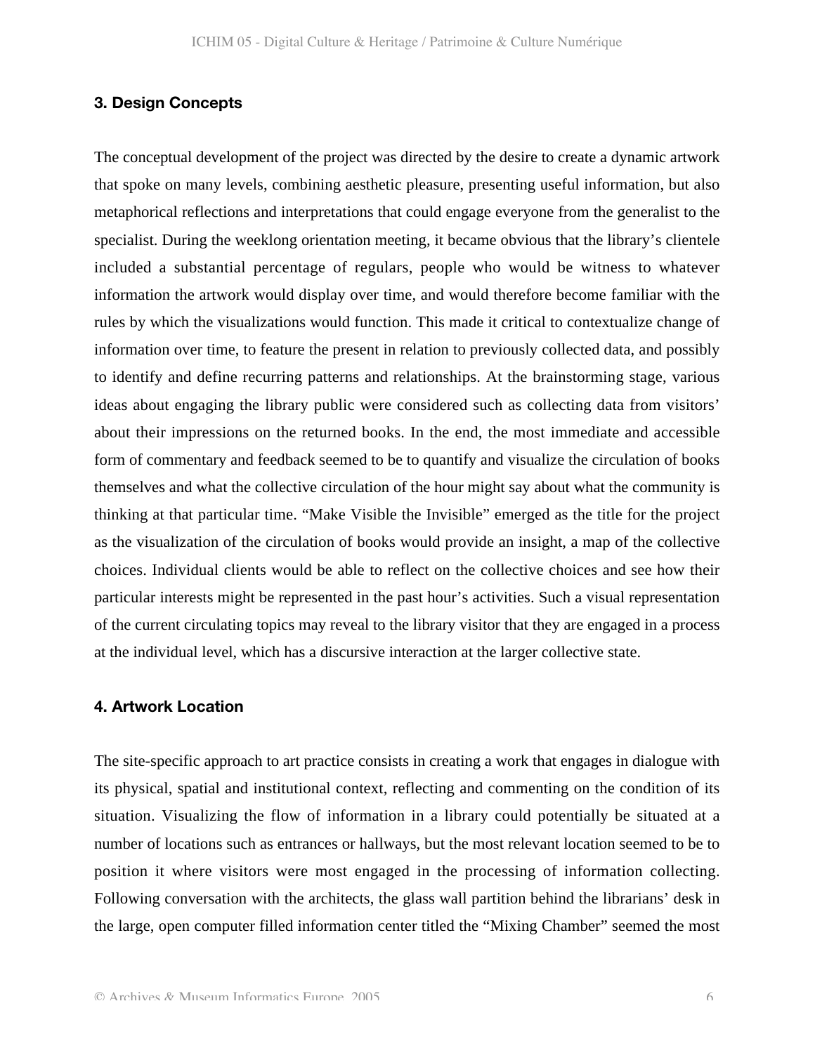## 3. Design Concepts

The conceptual development of the project was directed by the desire to create a dynamic artwork that spoke on many levels, combining aesthetic pleasure, presenting useful information, but also metaphorical reflections and interpretations that could engage everyone from the generalist to the specialist. During the weeklong orientation meeting, it became obvious that the library's clientele included a substantial percentage of regulars, people who would be witness to whatever information the artwork would display over time, and would therefore become familiar with the rules by which the visualizations would function. This made it critical to contextualize change of information over time, to feature the present in relation to previously collected data, and possibly to identify and define recurring patterns and relationships. At the brainstorming stage, various ideas about engaging the library public were considered such as collecting data from visitors' about their impressions on the returned books. In the end, the most immediate and accessible form of commentary and feedback seemed to be to quantify and visualize the circulation of books themselves and what the collective circulation of the hour might say about what the community is thinking at that particular time. "Make Visible the Invisible" emerged as the title for the project as the visualization of the circulation of books would provide an insight, a map of the collective choices. Individual clients would be able to reflect on the collective choices and see how their particular interests might be represented in the past hour's activities. Such a visual representation of the current circulating topics may reveal to the library visitor that they are engaged in a process at the individual level, which has a discursive interaction at the larger collective state.

## 4. Artwork Location

The site-specific approach to art practice consists in creating a work that engages in dialogue with its physical, spatial and institutional context, reflecting and commenting on the condition of its situation. Visualizing the flow of information in a library could potentially be situated at a number of locations such as entrances or hallways, but the most relevant location seemed to be to position it where visitors were most engaged in the processing of information collecting. Following conversation with the architects, the glass wall partition behind the librarians' desk in the large, open computer filled information center titled the "Mixing Chamber" seemed the most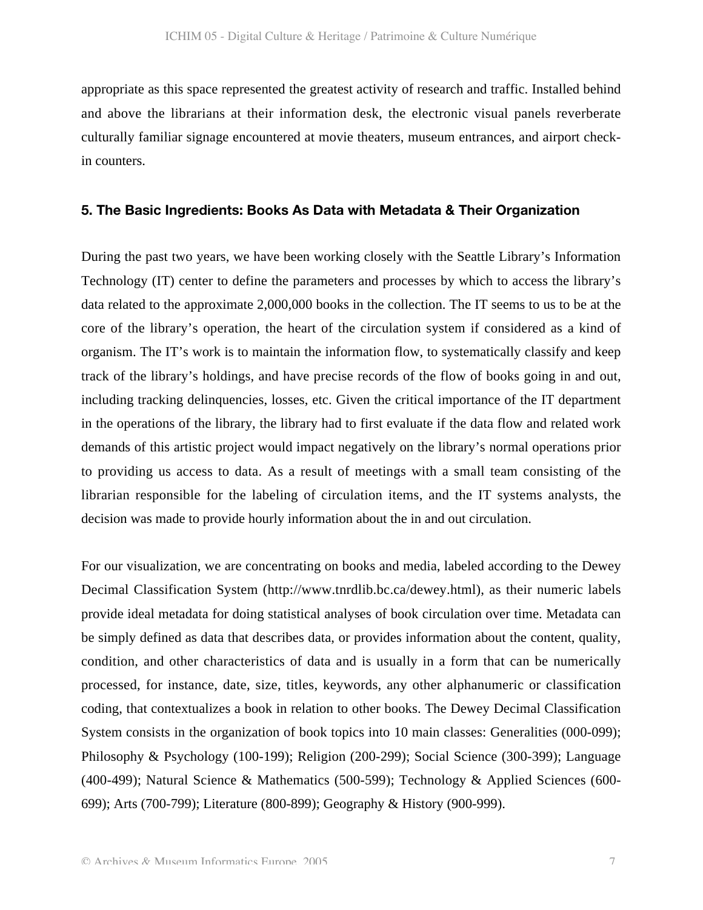appropriate as this space represented the greatest activity of research and traffic. Installed behind and above the librarians at their information desk, the electronic visual panels reverberate culturally familiar signage encountered at movie theaters, museum entrances, and airport check-in counters.

## 5. The Basic Ingredients: Books As Data with Metadata & Their Organization

During the past two years, we have been working closely with the Seattle Library's Information Technology (IT) center to define the parameters and processes by which to access the library's data related to the approximate 2,000,000 books in the collection. The IT seems to us to be at the core of the library's operation, the heart of the circulation system if considered as a kind of organism. The IT's work is to maintain the information flow, to systematically classify and keep track of the library's holdings, and have precise records of the flow of books going in and out, including tracking delinquencies, losses, etc. Given the critical importance of the IT department in the operations of the library, the library had to first evaluate if the data flow and related work demands of this artistic project would impact negatively on the library's normal operations prior to providing us access to data. As a result of meetings with a small team consisting of the librarian responsible for the labeling of circulation items, and the IT systems analysts, the decision was made to provide hourly information about the in and out circulation.

For our visualization, we are concentrating on books and media, labeled according to the Dewey Decimal Classification System (http://www.tnrdlib.bc.ca/dewey.html), as their numeric labels provide ideal metadata for doing statistical analyses of book circulation over time. Metadata can be simply defined as data that describes data, or provides information about the content, quality, condition, and other characteristics of data and is usually in a form that can be numerically processed, for instance, date, size, titles, keywords, any other alphanumeric or classification coding, that contextualizes a book in relation to other books. The Dewey Decimal Classification System consists in the organization of book topics into 10 main classes: Generalities (000-099); Philosophy & Psychology (100-199); Religion (200-299); Social Science (300-399); Language (400-499); Natural Science & Mathematics (500-599); Technology & Applied Sciences (600-699); Arts (700-799); Literature (800-899); Geography & History (900-999).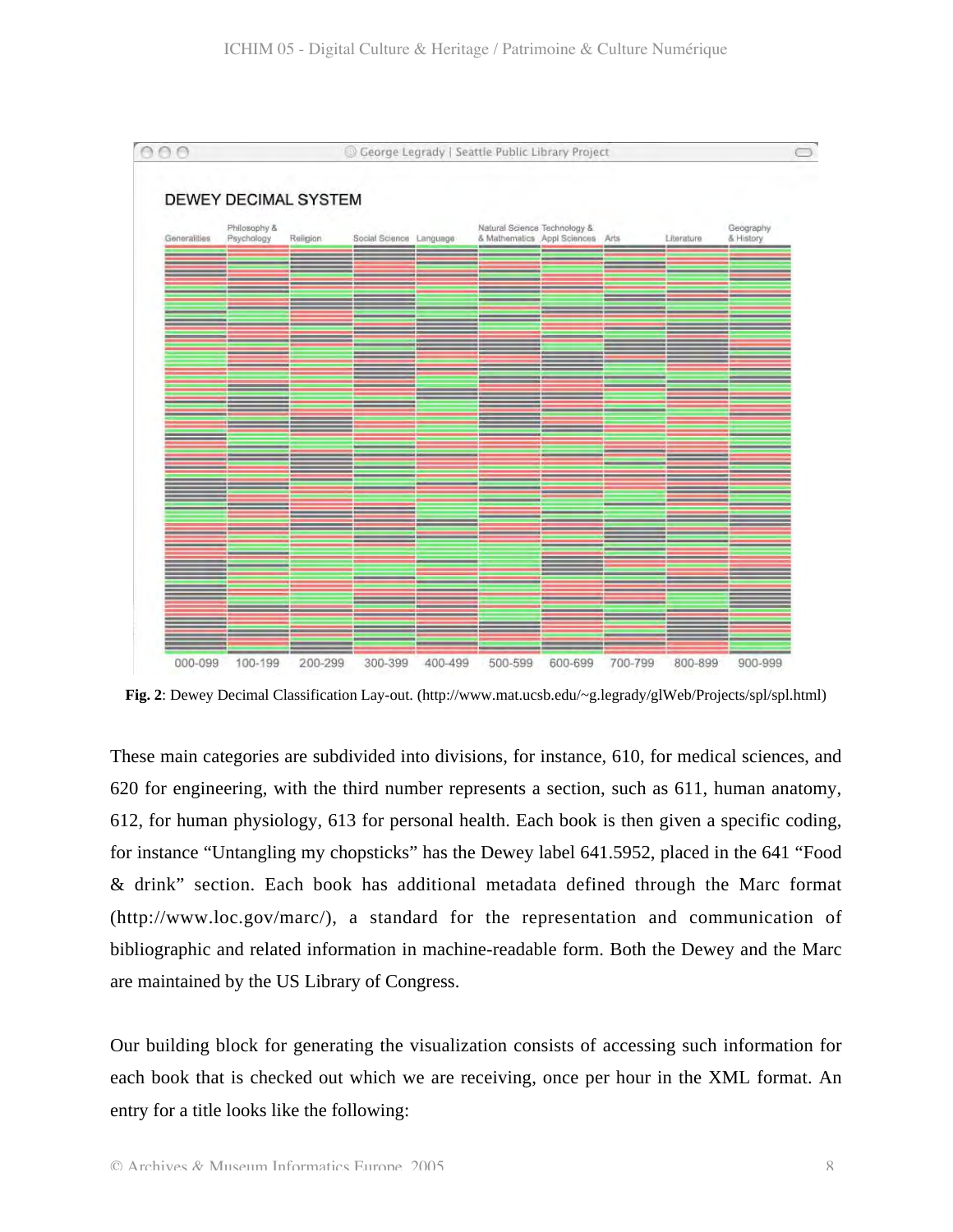**Fig. 2**: Dewey Decimal Classification Lay-out. (http://www.mat.ucsb.edu/~g.legrady/glWeb/Projects/spl/spl.html)

These main categories are subdivided into divisions, for instance, 610, for medical sciences, and 620 for engineering, with the third number represents a section, such as 611, human anatomy, 612, for human physiology, 613 for personal health. Each book is then given a specific coding, for instance "Untangling my chopsticks" has the Dewey label 641.5952, placed in the 641 "Food & drink" section. Each book has additional metadata defined through the Marc format (http://www.loc.gov/marc/), a standard for the representation and communication of bibliographic and related information in machine-readable form. Both the Dewey and the Marc are maintained by the US Library of Congress.

Our building block for generating the visualization consists of accessing such information for each book that is checked out which we are receiving, once per hour in the XML format. An entry for a title looks like the following: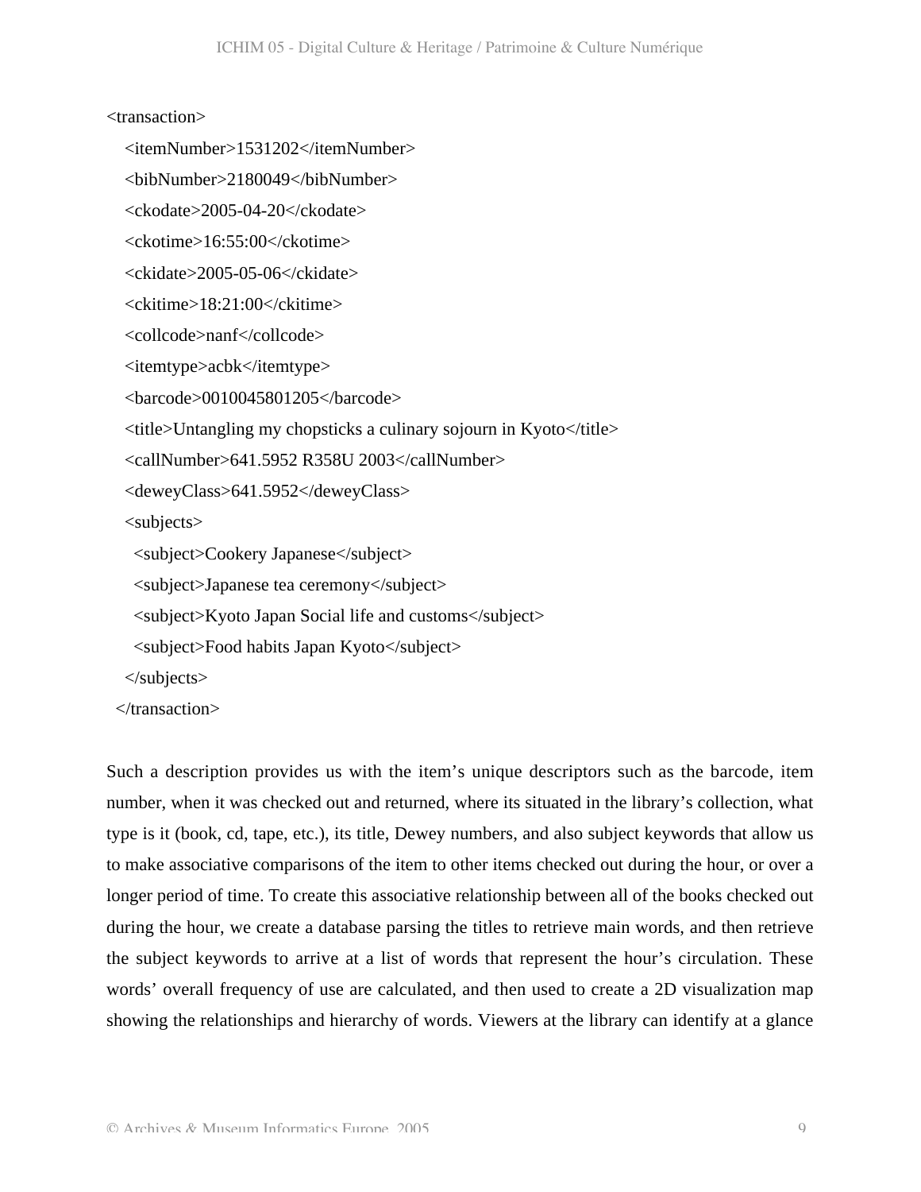```xml
<transaction>
   <itemNumber>1531202</itemNumber>
   <bibNumber>2180049</bibNumber>
   <ckodate>2005-04-20</ckodate>
   <ckotime>16:55:00</ckotime>
   <ckidate>2005-05-06</ckidate>
   <ckitime>18:21:00</ckitime>
   <collcode>nanf</collcode>
   <itemtype>acbk</itemtype>
   <barcode>0010045801205</barcode>
   <title>Untangling my chopsticks a culinary sojourn in Kyoto</title>
   <callNumber>641.5952 R358U 2003</callNumber>
   <deweyClass>641.5952</deweyClass>
   <subjects>
     <subject>Cookery Japanese</subject>
     <subject>Japanese tea ceremony</subject>
     <subject>Kyoto Japan Social life and customs</subject>
     <subject>Food habits Japan Kyoto</subject>
   </subjects>
  </transaction>
```

Such a description provides us with the item's unique descriptors such as the barcode, item number, when it was checked out and returned, where its situated in the library's collection, what type is it (book, cd, tape, etc.), its title, Dewey numbers, and also subject keywords that allow us to make associative comparisons of the item to other items checked out during the hour, or over a longer period of time. To create this associative relationship between all of the books checked out during the hour, we create a database parsing the titles to retrieve main words, and then retrieve the subject keywords to arrive at a list of words that represent the hour's circulation. These words' overall frequency of use are calculated, and then used to create a 2D visualization map showing the relationships and hierarchy of words. Viewers at the library can identify at a glance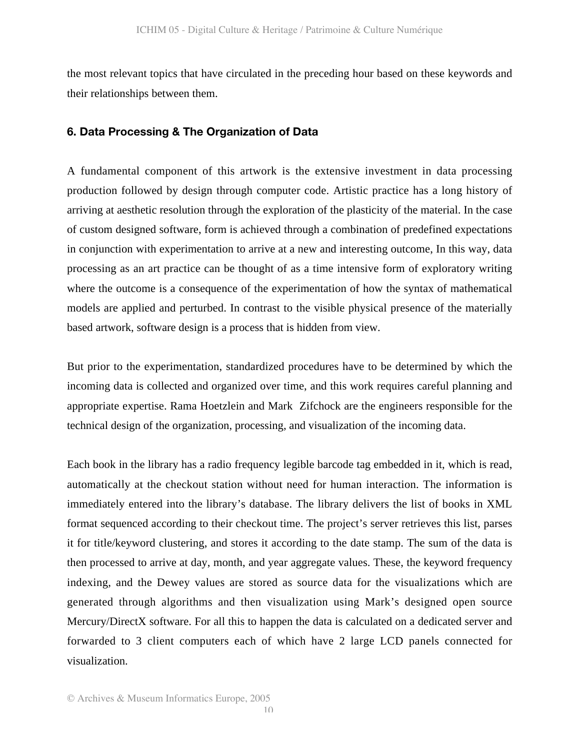the most relevant topics that have circulated in the preceding hour based on these keywords and their relationships between them.

## 6. Data Processing & The Organization of Data

A fundamental component of this artwork is the extensive investment in data processing production followed by design through computer code. Artistic practice has a long history of arriving at aesthetic resolution through the exploration of the plasticity of the material. In the case of custom designed software, form is achieved through a combination of predefined expectations in conjunction with experimentation to arrive at a new and interesting outcome, In this way, data processing as an art practice can be thought of as a time intensive form of exploratory writing where the outcome is a consequence of the experimentation of how the syntax of mathematical models are applied and perturbed. In contrast to the visible physical presence of the materially based artwork, software design is a process that is hidden from view.

But prior to the experimentation, standardized procedures have to be determined by which the incoming data is collected and organized over time, and this work requires careful planning and appropriate expertise. Rama Hoetzlein and Mark Zifchock are the engineers responsible for the technical design of the organization, processing, and visualization of the incoming data.

Each book in the library has a radio frequency legible barcode tag embedded in it, which is read, automatically at the checkout station without need for human interaction. The information is immediately entered into the library's database. The library delivers the list of books in XML format sequenced according to their checkout time. The project's server retrieves this list, parses it for title/keyword clustering, and stores it according to the date stamp. The sum of the data is then processed to arrive at day, month, and year aggregate values. These, the keyword frequency indexing, and the Dewey values are stored as source data for the visualizations which are generated through algorithms and then visualization using Mark's designed open source Mercury/DirectX software. For all this to happen the data is calculated on a dedicated server and forwarded to 3 client computers each of which have 2 large LCD panels connected for visualization.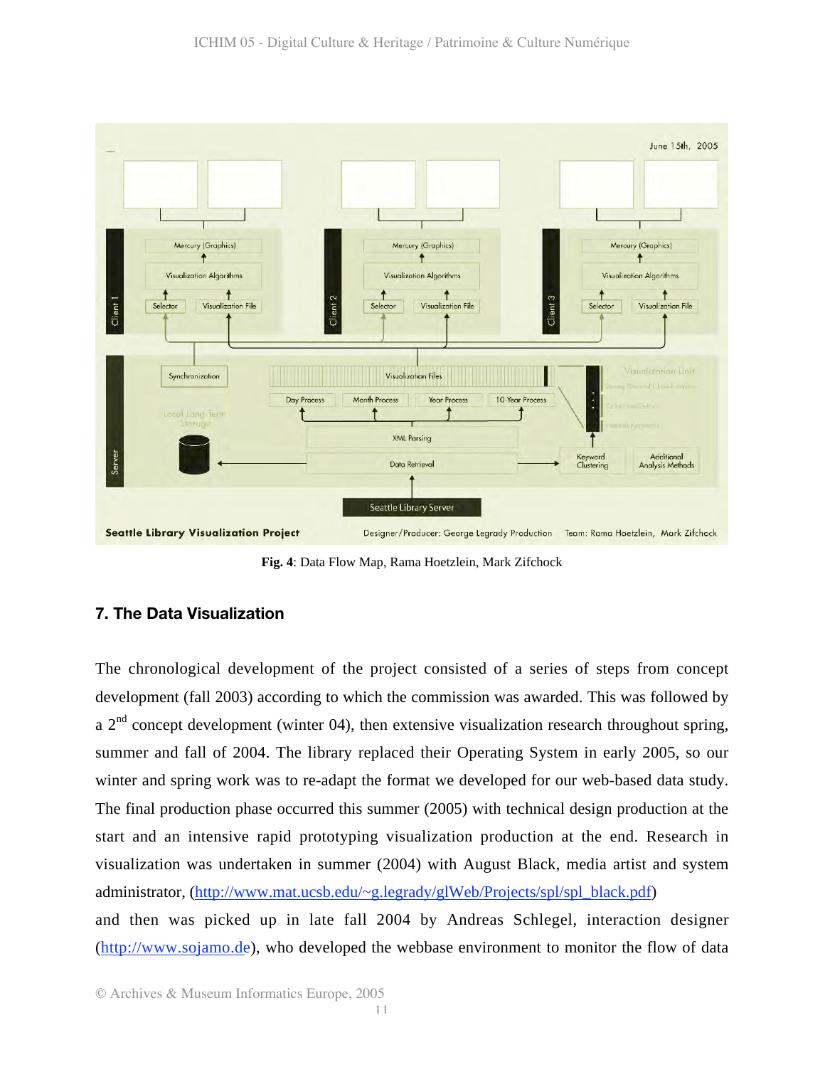**Fig. 4**: Data Flow Map, Rama Hoetzlein, Mark Zifchock

## 7. The Data Visualization

The chronological development of the project consisted of a series of steps from concept development (fall 2003) according to which the commission was awarded. This was followed by a 2nd concept development (winter 04), then extensive visualization research throughout spring, summer and fall of 2004. The library replaced their Operating System in early 2005, so our winter and spring work was to re-adapt the format we developed for our web-based data study. The final production phase occurred this summer (2005) with technical design production at the start and an intensive rapid prototyping visualization production at the end. Research in visualization was undertaken in summer (2004) with August Black, media artist and system administrator, ([http://www.mat.ucsb.edu/~g.legrady/glWeb/Projects/spl/spl_black.pdf](http://www.mat.ucsb.edu/~g.legrady/glWeb/Projects/spl/spl_black.pdf)) and then was picked up in late fall 2004 by Andreas Schlegel, interaction designer ([http://www.sojamo.de](http://www.sojamo.de)), who developed the webbase environment to monitor the flow of data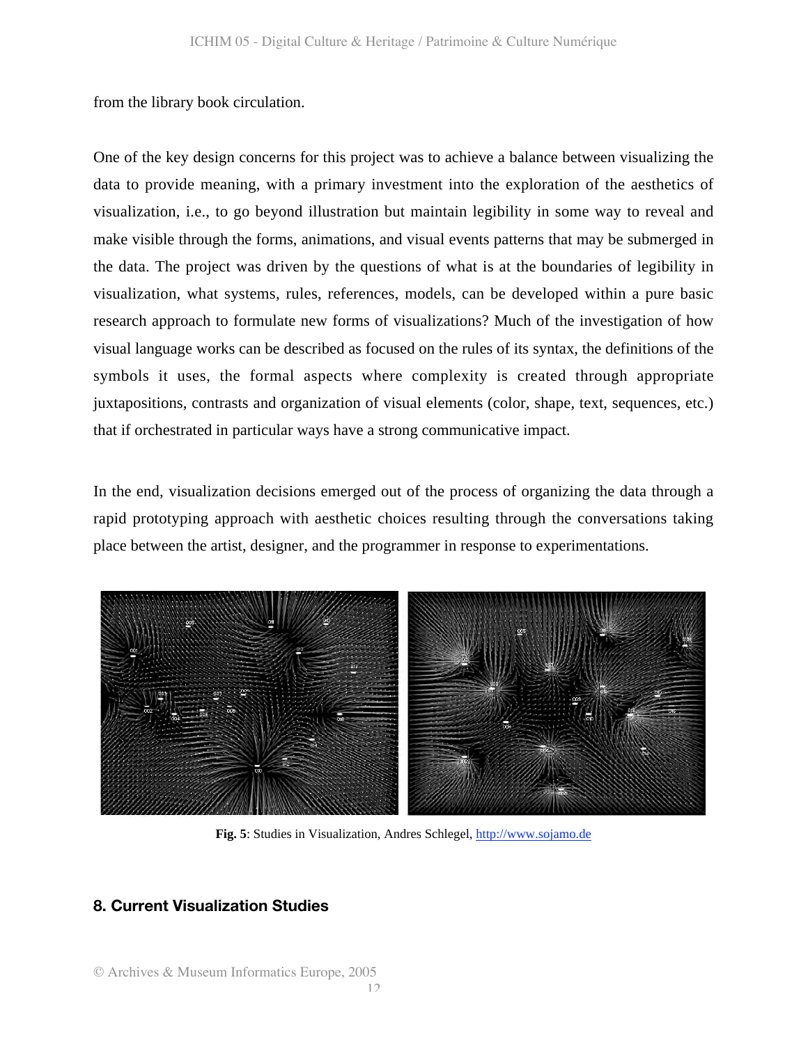from the library book circulation.

One of the key design concerns for this project was to achieve a balance between visualizing the data to provide meaning, with a primary investment into the exploration of the aesthetics of visualization, i.e., to go beyond illustration but maintain legibility in some way to reveal and make visible through the forms, animations, and visual events patterns that may be submerged in the data. The project was driven by the questions of what is at the boundaries of legibility in visualization, what systems, rules, references, models, can be developed within a pure basic research approach to formulate new forms of visualizations? Much of the investigation of how visual language works can be described as focused on the rules of its syntax, the definitions of the symbols it uses, the formal aspects where complexity is created through appropriate juxtapositions, contrasts and organization of visual elements (color, shape, text, sequences, etc.) that if orchestrated in particular ways have a strong communicative impact.

In the end, visualization decisions emerged out of the process of organizing the data through a rapid prototyping approach with aesthetic choices resulting through the conversations taking place between the artist, designer, and the programmer in response to experimentations.

**Fig. 5**: Studies in Visualization, Andres Schlegel, http://www.sojamo.de

## 8. Current Visualization Studies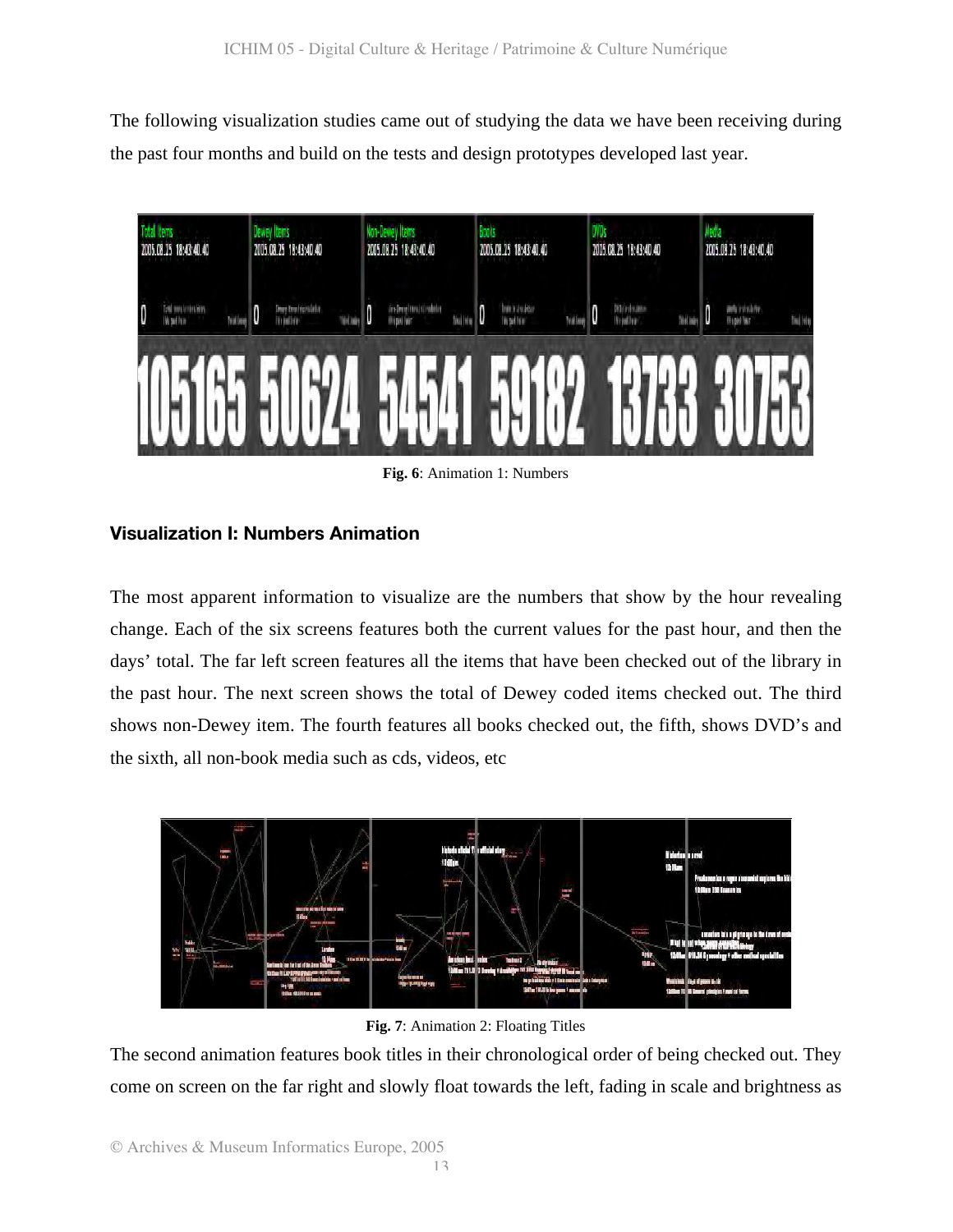The following visualization studies came out of studying the data we have been receiving during the past four months and build on the tests and design prototypes developed last year.

**Fig. 6**: Animation 1: Numbers

### Visualization I: Numbers Animation

The most apparent information to visualize are the numbers that show by the hour revealing change. Each of the six screens features both the current values for the past hour, and then the days' total. The far left screen features all the items that have been checked out of the library in the past hour. The next screen shows the total of Dewey coded items checked out. The third shows non-Dewey item. The fourth features all books checked out, the fifth, shows DVD's and the sixth, all non-book media such as cds, videos, etc

**Fig. 7**: Animation 2: Floating Titles

The second animation features book titles in their chronological order of being checked out. They come on screen on the far right and slowly float towards the left, fading in scale and brightness as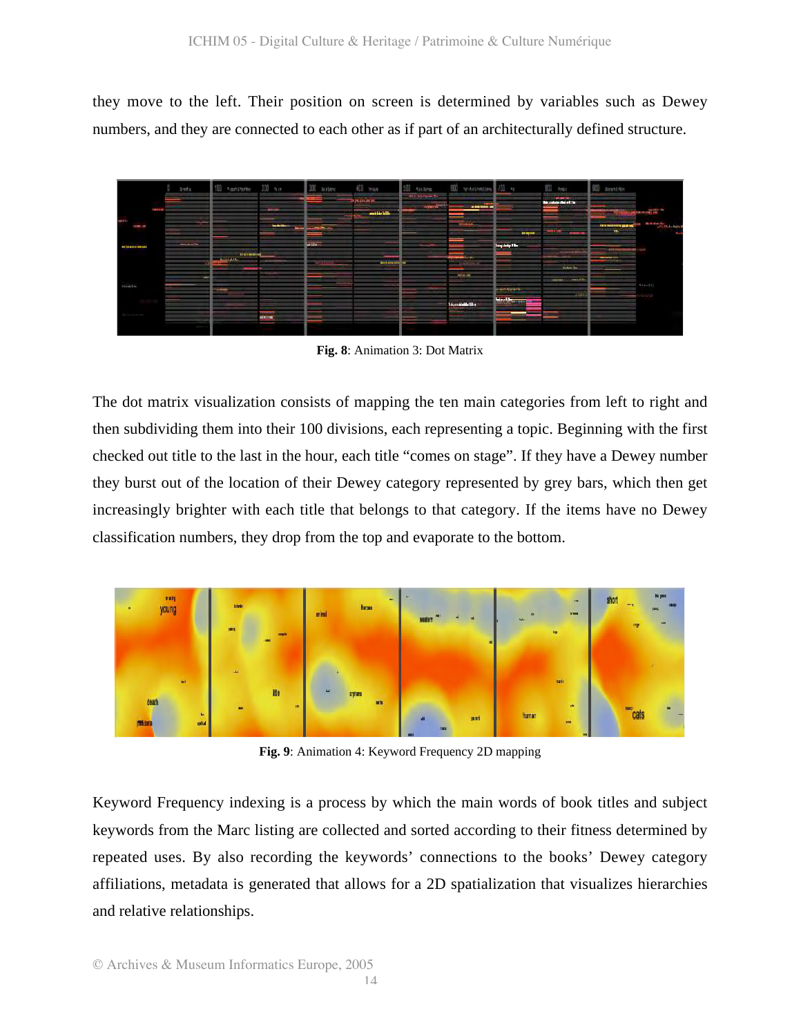they move to the left. Their position on screen is determined by variables such as Dewey numbers, and they are connected to each other as if part of an architecturally defined structure.

**Fig. 8**: Animation 3: Dot Matrix

The dot matrix visualization consists of mapping the ten main categories from left to right and then subdividing them into their 100 divisions, each representing a topic. Beginning with the first checked out title to the last in the hour, each title "comes on stage". If they have a Dewey number they burst out of the location of their Dewey category represented by grey bars, which then get increasingly brighter with each title that belongs to that category. If the items have no Dewey classification numbers, they drop from the top and evaporate to the bottom.

**Fig. 9**: Animation 4: Keyword Frequency 2D mapping

Keyword Frequency indexing is a process by which the main words of book titles and subject keywords from the Marc listing are collected and sorted according to their fitness determined by repeated uses. By also recording the keywords' connections to the books' Dewey category affiliations, metadata is generated that allows for a 2D spatialization that visualizes hierarchies and relative relationships.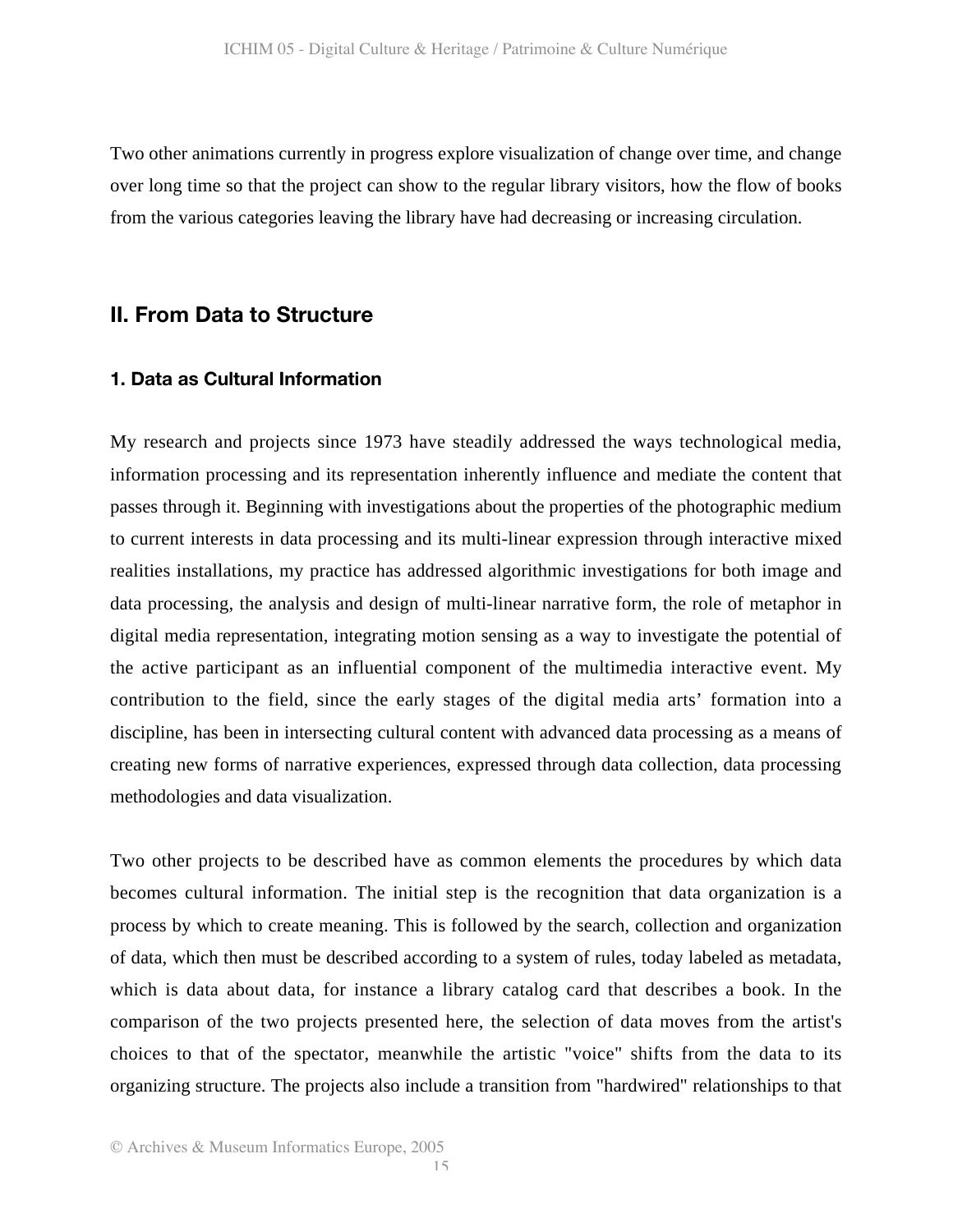Two other animations currently in progress explore visualization of change over time, and change over long time so that the project can show to the regular library visitors, how the flow of books from the various categories leaving the library have had decreasing or increasing circulation.

## II. From Data to Structure

### 1. Data as Cultural Information

My research and projects since 1973 have steadily addressed the ways technological media, information processing and its representation inherently influence and mediate the content that passes through it. Beginning with investigations about the properties of the photographic medium to current interests in data processing and its multi-linear expression through interactive mixed realities installations, my practice has addressed algorithmic investigations for both image and data processing, the analysis and design of multi-linear narrative form, the role of metaphor in digital media representation, integrating motion sensing as a way to investigate the potential of the active participant as an influential component of the multimedia interactive event. My contribution to the field, since the early stages of the digital media arts' formation into a discipline, has been in intersecting cultural content with advanced data processing as a means of creating new forms of narrative experiences, expressed through data collection, data processing methodologies and data visualization.

Two other projects to be described have as common elements the procedures by which data becomes cultural information. The initial step is the recognition that data organization is a process by which to create meaning. This is followed by the search, collection and organization of data, which then must be described according to a system of rules, today labeled as metadata, which is data about data, for instance a library catalog card that describes a book. In the comparison of the two projects presented here, the selection of data moves from the artist's choices to that of the spectator, meanwhile the artistic "voice" shifts from the data to its organizing structure. The projects also include a transition from "hardwired" relationships to that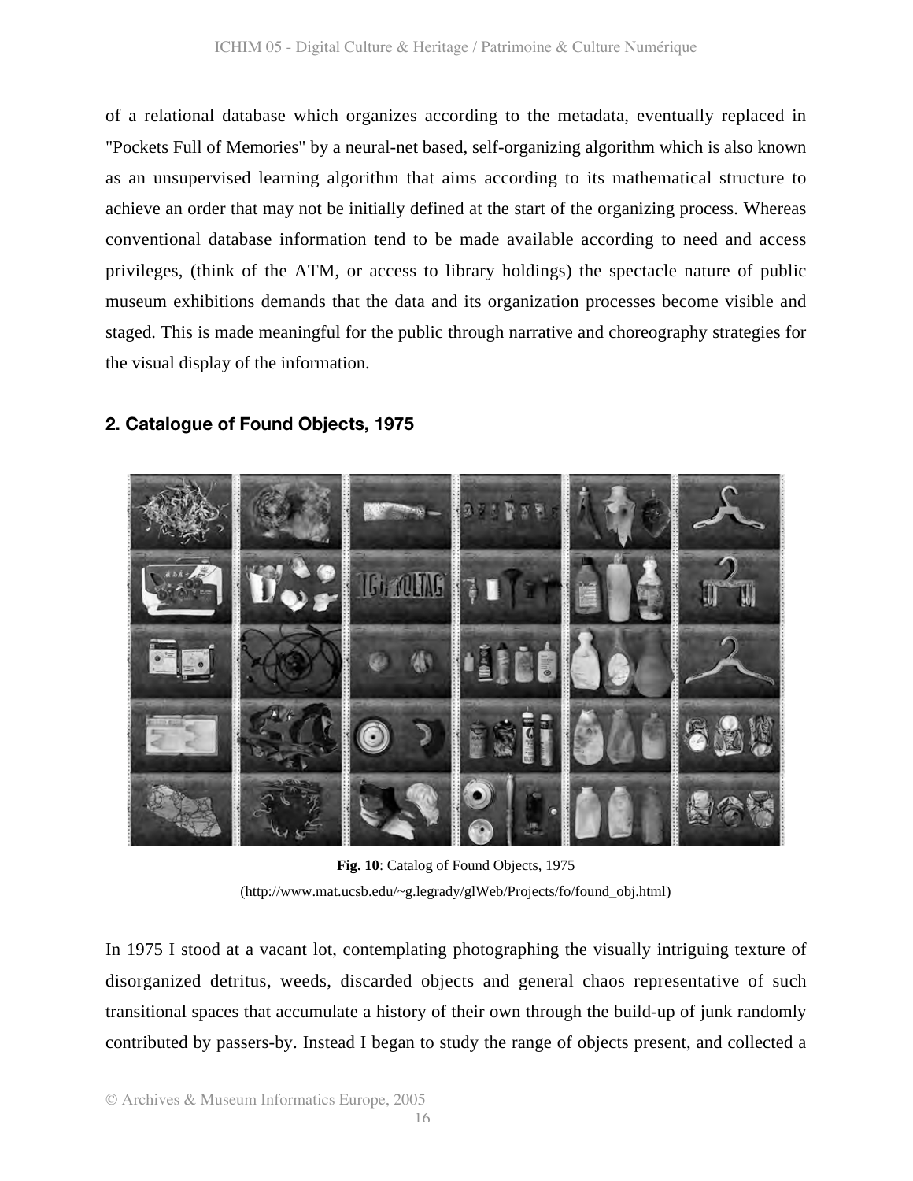of a relational database which organizes according to the metadata, eventually replaced in "Pockets Full of Memories" by a neural-net based, self-organizing algorithm which is also known as an unsupervised learning algorithm that aims according to its mathematical structure to achieve an order that may not be initially defined at the start of the organizing process. Whereas conventional database information tend to be made available according to need and access privileges, (think of the ATM, or access to library holdings) the spectacle nature of public museum exhibitions demands that the data and its organization processes become visible and staged. This is made meaningful for the public through narrative and choreography strategies for the visual display of the information.

## 2. Catalogue of Found Objects, 1975

**Fig. 10**: Catalog of Found Objects, 1975

(http://www.mat.ucsb.edu/~g.legrady/glWeb/Projects/fo/found_obj.html)

In 1975 I stood at a vacant lot, contemplating photographing the visually intriguing texture of disorganized detritus, weeds, discarded objects and general chaos representative of such transitional spaces that accumulate a history of their own through the build-up of junk randomly contributed by passers-by. Instead I began to study the range of objects present, and collected a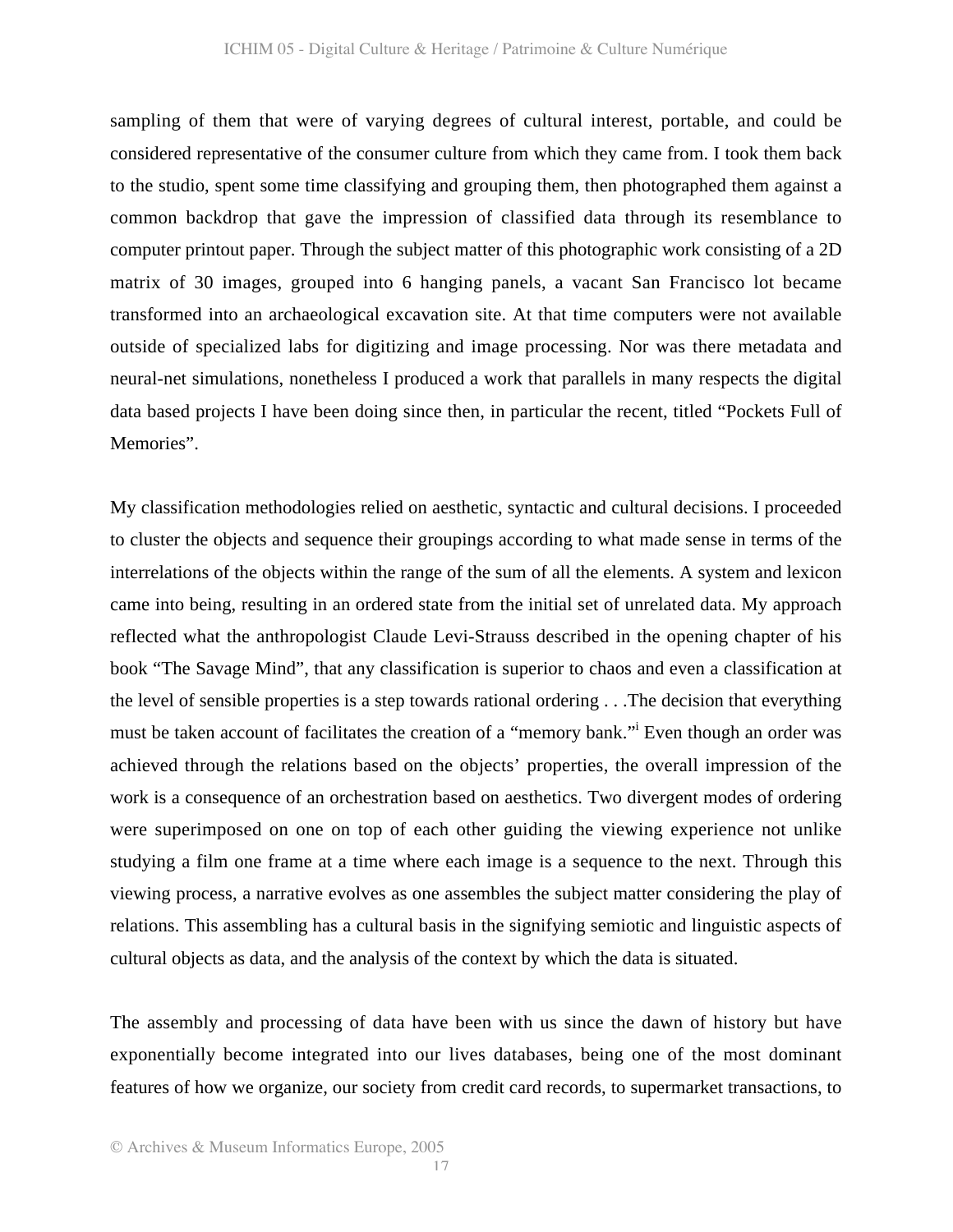sampling of them that were of varying degrees of cultural interest, portable, and could be considered representative of the consumer culture from which they came from. I took them back to the studio, spent some time classifying and grouping them, then photographed them against a common backdrop that gave the impression of classified data through its resemblance to computer printout paper. Through the subject matter of this photographic work consisting of a 2D matrix of 30 images, grouped into 6 hanging panels, a vacant San Francisco lot became transformed into an archaeological excavation site. At that time computers were not available outside of specialized labs for digitizing and image processing. Nor was there metadata and neural-net simulations, nonetheless I produced a work that parallels in many respects the digital data based projects I have been doing since then, in particular the recent, titled “Pockets Full of Memories”.

My classification methodologies relied on aesthetic, syntactic and cultural decisions. I proceeded to cluster the objects and sequence their groupings according to what made sense in terms of the interrelations of the objects within the range of the sum of all the elements. A system and lexicon came into being, resulting in an ordered state from the initial set of unrelated data. My approach reflected what the anthropologist Claude Levi-Strauss described in the opening chapter of his book “The Savage Mind”, that any classification is superior to chaos and even a classification at the level of sensible properties is a step towards rational ordering . . .The decision that everything must be taken account of facilitates the creation of a “memory bank.”[i] Even though an order was achieved through the relations based on the objects’ properties, the overall impression of the work is a consequence of an orchestration based on aesthetics. Two divergent modes of ordering were superimposed on one on top of each other guiding the viewing experience not unlike studying a film one frame at a time where each image is a sequence to the next. Through this viewing process, a narrative evolves as one assembles the subject matter considering the play of relations. This assembling has a cultural basis in the signifying semiotic and linguistic aspects of cultural objects as data, and the analysis of the context by which the data is situated.

The assembly and processing of data have been with us since the dawn of history but have exponentially become integrated into our lives databases, being one of the most dominant features of how we organize, our society from credit card records, to supermarket transactions, to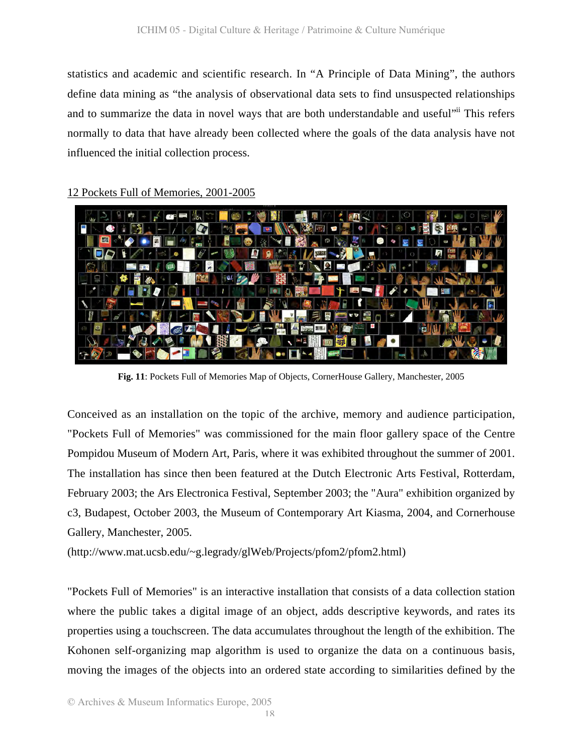statistics and academic and scientific research. In "A Principle of Data Mining", the authors define data mining as "the analysis of observational data sets to find unsuspected relationships and to summarize the data in novel ways that are both understandable and useful"[ii] This refers normally to data that have already been collected where the goals of the data analysis have not influenced the initial collection process.

<u>12 Pockets Full of Memories, 2001-2005</u>

**Fig. 11**: Pockets Full of Memories Map of Objects, CornerHouse Gallery, Manchester, 2005

Conceived as an installation on the topic of the archive, memory and audience participation, "Pockets Full of Memories" was commissioned for the main floor gallery space of the Centre Pompidou Museum of Modern Art, Paris, where it was exhibited throughout the summer of 2001. The installation has since then been featured at the Dutch Electronic Arts Festival, Rotterdam, February 2003; the Ars Electronica Festival, September 2003; the "Aura" exhibition organized by c3, Budapest, October 2003, the Museum of Contemporary Art Kiasma, 2004, and Cornerhouse Gallery, Manchester, 2005.
(http://www.mat.ucsb.edu/~g.legrady/glWeb/Projects/pfom2/pfom2.html)

"Pockets Full of Memories" is an interactive installation that consists of a data collection station where the public takes a digital image of an object, adds descriptive keywords, and rates its properties using a touchscreen. The data accumulates throughout the length of the exhibition. The Kohonen self-organizing map algorithm is used to organize the data on a continuous basis, moving the images of the objects into an ordered state according to similarities defined by the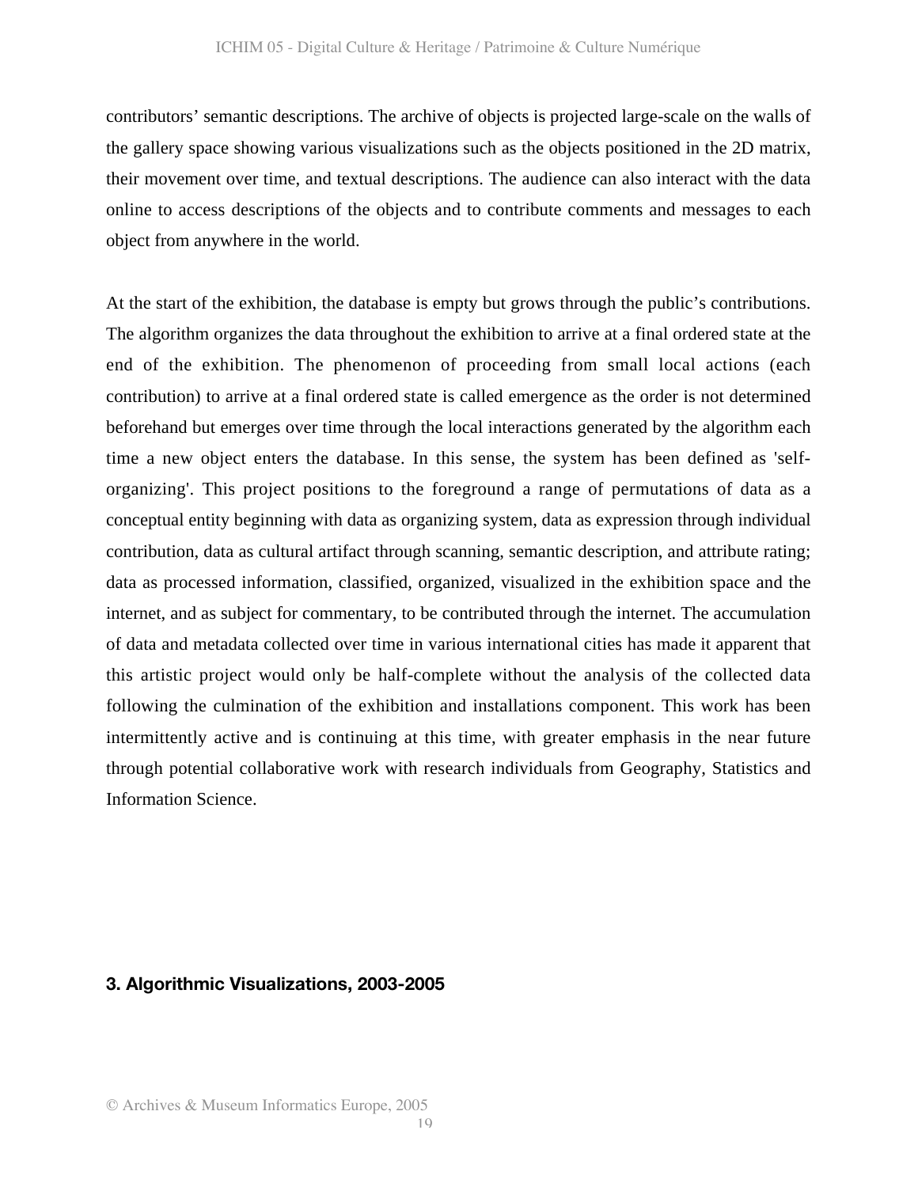contributors' semantic descriptions. The archive of objects is projected large-scale on the walls of the gallery space showing various visualizations such as the objects positioned in the 2D matrix, their movement over time, and textual descriptions. The audience can also interact with the data online to access descriptions of the objects and to contribute comments and messages to each object from anywhere in the world.

At the start of the exhibition, the database is empty but grows through the public's contributions. The algorithm organizes the data throughout the exhibition to arrive at a final ordered state at the end of the exhibition. The phenomenon of proceeding from small local actions (each contribution) to arrive at a final ordered state is called emergence as the order is not determined beforehand but emerges over time through the local interactions generated by the algorithm each time a new object enters the database. In this sense, the system has been defined as 'self-organizing'. This project positions to the foreground a range of permutations of data as a conceptual entity beginning with data as organizing system, data as expression through individual contribution, data as cultural artifact through scanning, semantic description, and attribute rating; data as processed information, classified, organized, visualized in the exhibition space and the internet, and as subject for commentary, to be contributed through the internet. The accumulation of data and metadata collected over time in various international cities has made it apparent that this artistic project would only be half-complete without the analysis of the collected data following the culmination of the exhibition and installations component. This work has been intermittently active and is continuing at this time, with greater emphasis in the near future through potential collaborative work with research individuals from Geography, Statistics and Information Science.

### 3. Algorithmic Visualizations, 2003-2005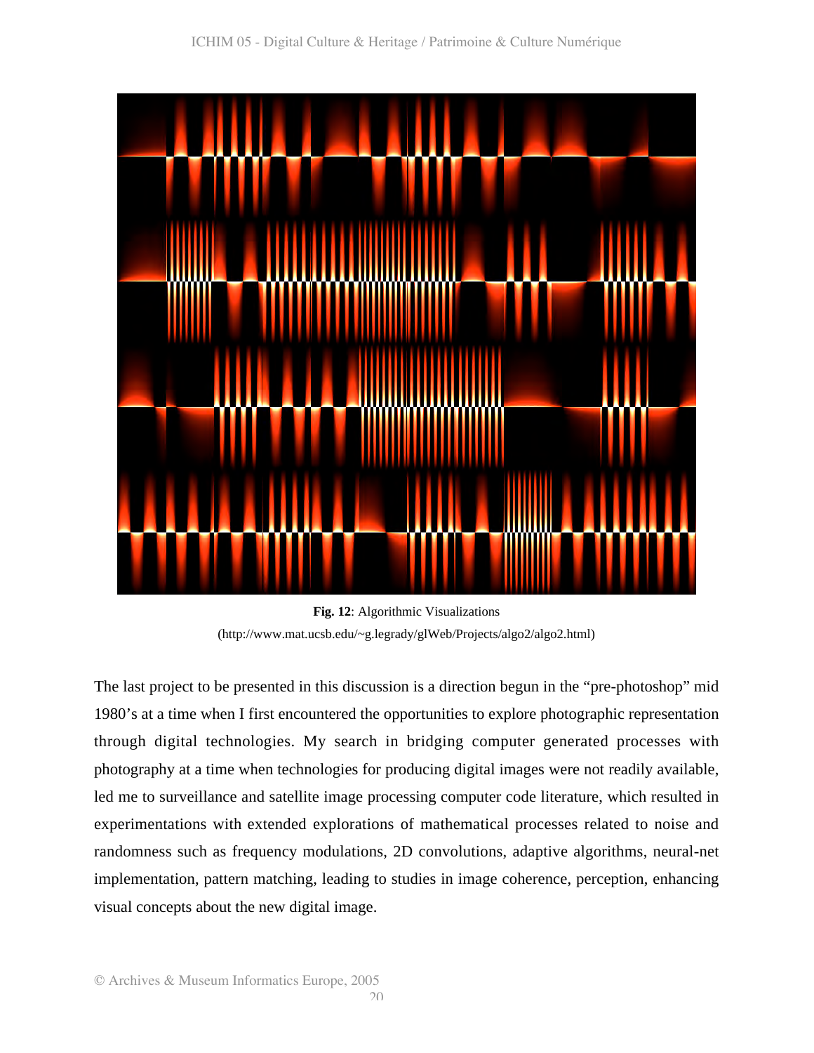**Fig. 12**: Algorithmic Visualizations
(http://www.mat.ucsb.edu/~g.legrady/glWeb/Projects/algo2/algo2.html)

The last project to be presented in this discussion is a direction begun in the "pre-photoshop" mid 1980's at a time when I first encountered the opportunities to explore photographic representation through digital technologies. My search in bridging computer generated processes with photography at a time when technologies for producing digital images were not readily available, led me to surveillance and satellite image processing computer code literature, which resulted in experimentations with extended explorations of mathematical processes related to noise and randomness such as frequency modulations, 2D convolutions, adaptive algorithms, neural-net implementation, pattern matching, leading to studies in image coherence, perception, enhancing visual concepts about the new digital image.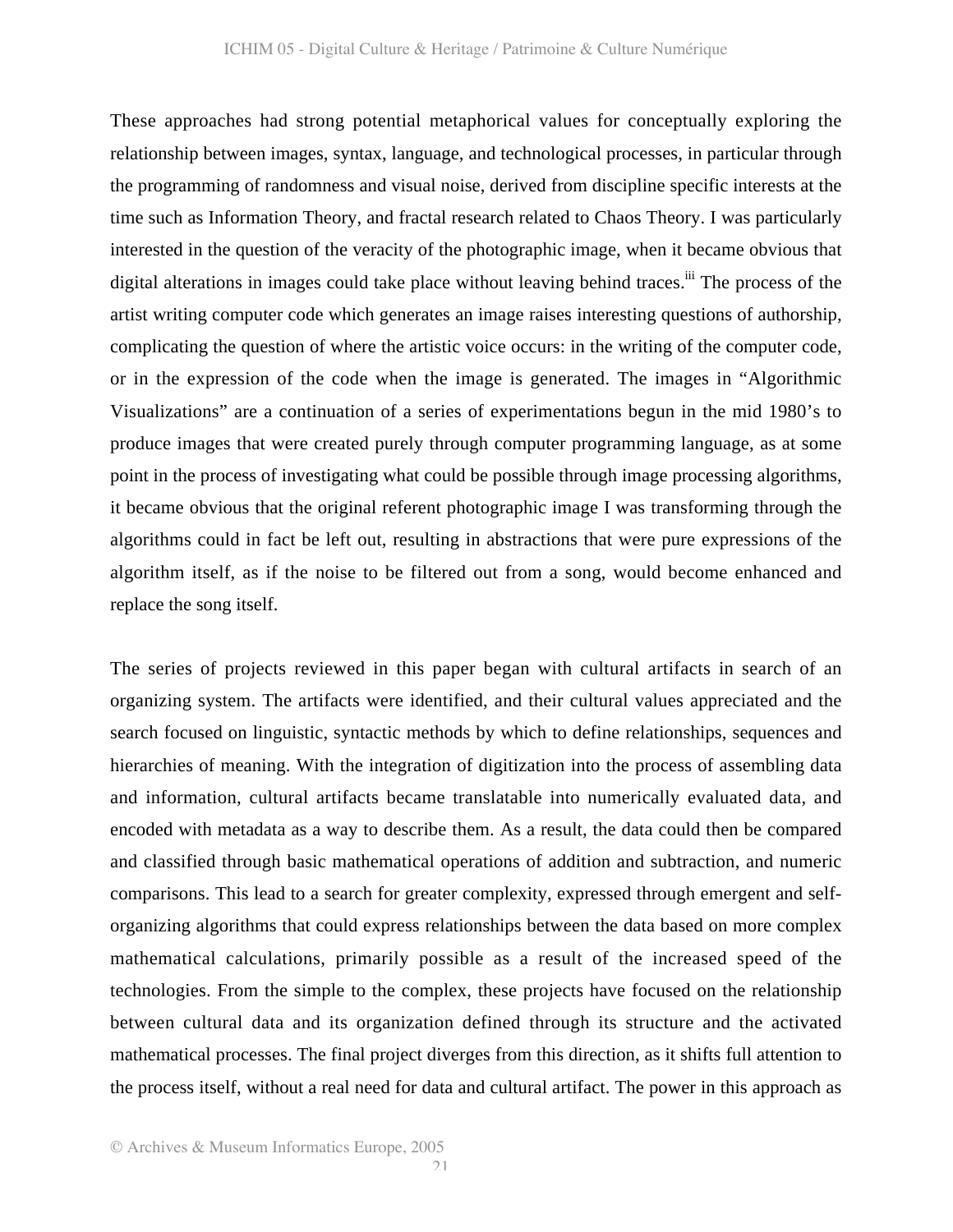These approaches had strong potential metaphorical values for conceptually exploring the relationship between images, syntax, language, and technological processes, in particular through the programming of randomness and visual noise, derived from discipline specific interests at the time such as Information Theory, and fractal research related to Chaos Theory. I was particularly interested in the question of the veracity of the photographic image, when it became obvious that digital alterations in images could take place without leaving behind traces.[iii] The process of the artist writing computer code which generates an image raises interesting questions of authorship, complicating the question of where the artistic voice occurs: in the writing of the computer code, or in the expression of the code when the image is generated. The images in "Algorithmic Visualizations" are a continuation of a series of experimentations begun in the mid 1980's to produce images that were created purely through computer programming language, as at some point in the process of investigating what could be possible through image processing algorithms, it became obvious that the original referent photographic image I was transforming through the algorithms could in fact be left out, resulting in abstractions that were pure expressions of the algorithm itself, as if the noise to be filtered out from a song, would become enhanced and replace the song itself.

The series of projects reviewed in this paper began with cultural artifacts in search of an organizing system. The artifacts were identified, and their cultural values appreciated and the search focused on linguistic, syntactic methods by which to define relationships, sequences and hierarchies of meaning. With the integration of digitization into the process of assembling data and information, cultural artifacts became translatable into numerically evaluated data, and encoded with metadata as a way to describe them. As a result, the data could then be compared and classified through basic mathematical operations of addition and subtraction, and numeric comparisons. This lead to a search for greater complexity, expressed through emergent and self-organizing algorithms that could express relationships between the data based on more complex mathematical calculations, primarily possible as a result of the increased speed of the technologies. From the simple to the complex, these projects have focused on the relationship between cultural data and its organization defined through its structure and the activated mathematical processes. The final project diverges from this direction, as it shifts full attention to the process itself, without a real need for data and cultural artifact. The power in this approach as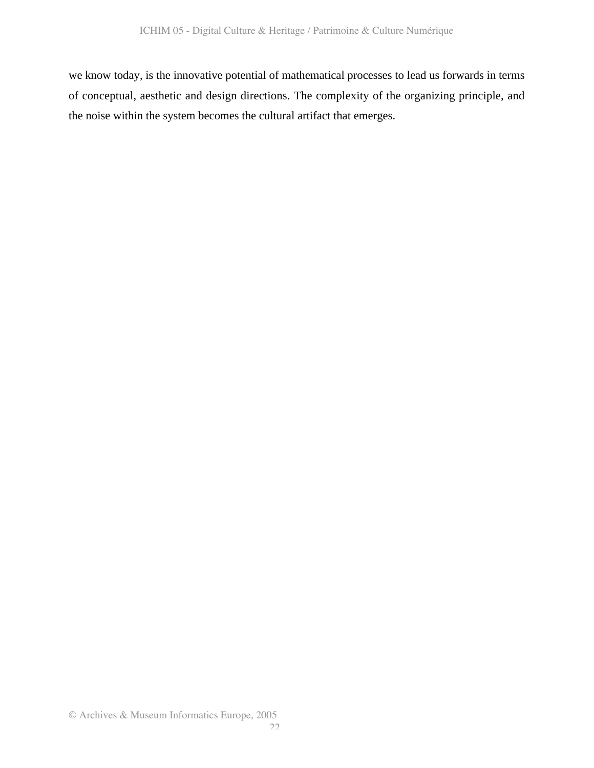we know today, is the innovative potential of mathematical processes to lead us forwards in terms of conceptual, aesthetic and design directions. The complexity of the organizing principle, and the noise within the system becomes the cultural artifact that emerges.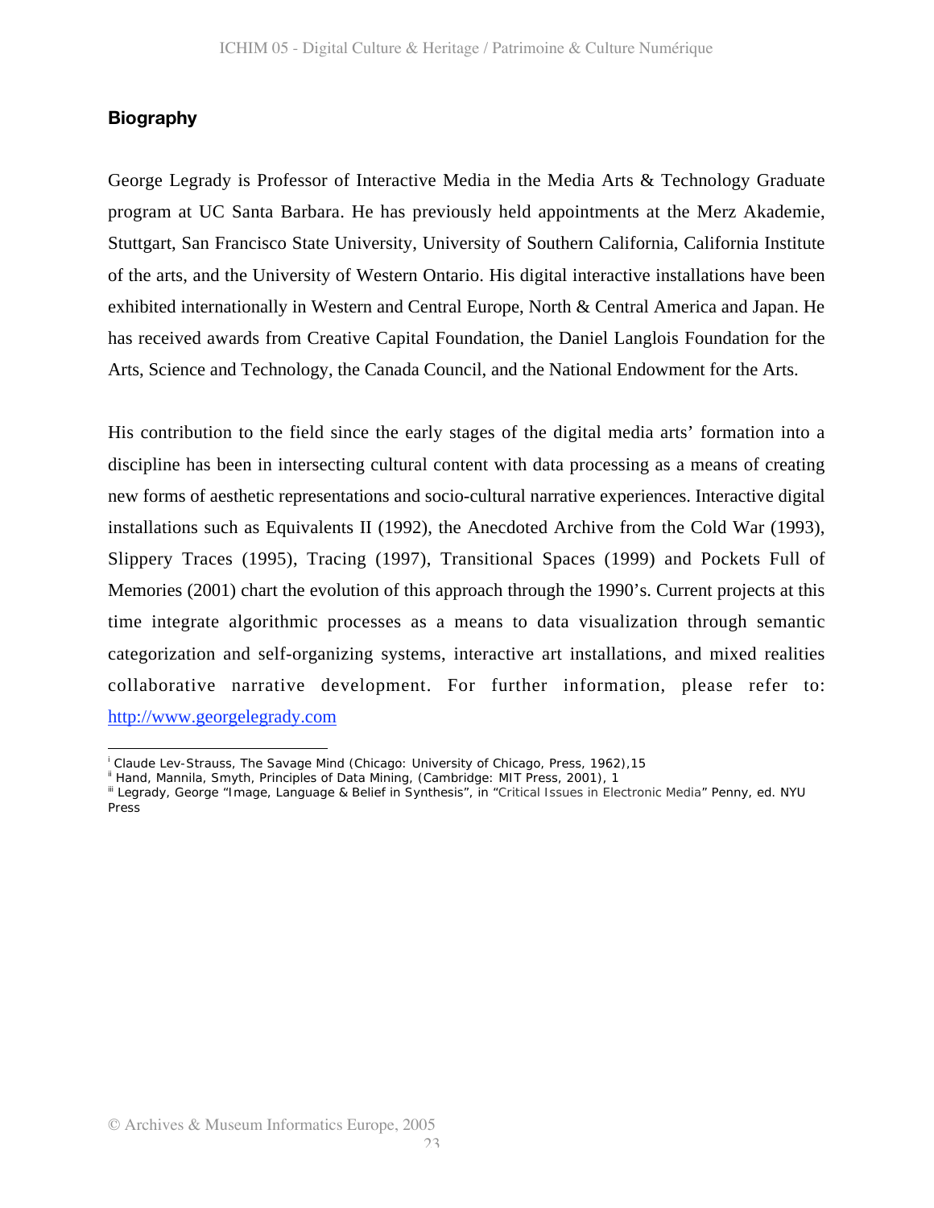## Biography

George Legrady is Professor of Interactive Media in the Media Arts & Technology Graduate program at UC Santa Barbara. He has previously held appointments at the Merz Akademie, Stuttgart, San Francisco State University, University of Southern California, California Institute of the arts, and the University of Western Ontario. His digital interactive installations have been exhibited internationally in Western and Central Europe, North & Central America and Japan. He has received awards from Creative Capital Foundation, the Daniel Langlois Foundation for the Arts, Science and Technology, the Canada Council, and the National Endowment for the Arts.

His contribution to the field since the early stages of the digital media arts' formation into a discipline has been in intersecting cultural content with data processing as a means of creating new forms of aesthetic representations and socio-cultural narrative experiences. Interactive digital installations such as Equivalents II (1992), the Anecdoted Archive from the Cold War (1993), Slippery Traces (1995), Tracing (1997), Transitional Spaces (1999) and Pockets Full of Memories (2001) chart the evolution of this approach through the 1990's. Current projects at this time integrate algorithmic processes as a means to data visualization through semantic categorization and self-organizing systems, interactive art installations, and mixed realities collaborative narrative development. For further information, please refer to: http://www.georgelegrady.com

---

[i] Claude Lev-Strauss, The Savage Mind (Chicago: University of Chicago, Press, 1962),15

[ii] Hand, Mannila, Smyth, Principles of Data Mining, (Cambridge: MIT Press, 2001), 1

[iii] Legrady, George "Image, Language & Belief in Synthesis", in "Critical Issues in Electronic Media" Penny, ed. NYU Press